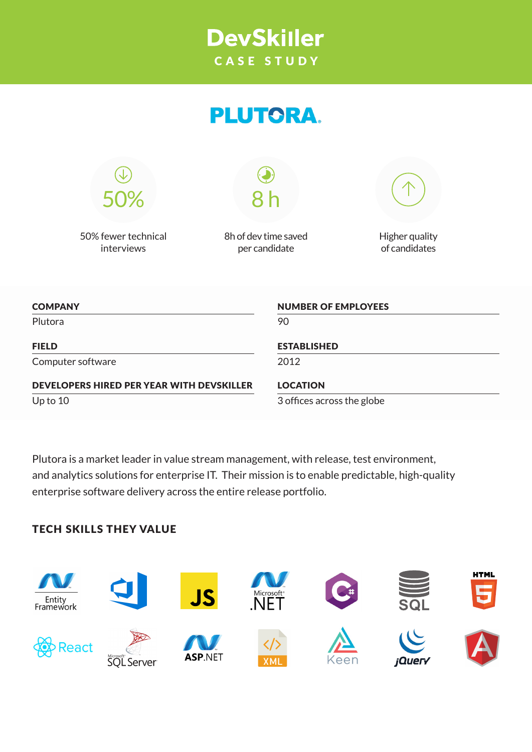# DevSkiller

CASE STUDY

## PLUTORA

50% — 50% fewer technical interviews

8 h — 8h of dev time saved per candidate

Higher quality of candidates

| COMPANY | NUMBER OF EMPLOYEES |
| --- | --- |
| Plutora | 90 |
| **FIELD** | **ESTABLISHED** |
| Computer software | 2012 |
| **DEVELOPERS HIRED PER YEAR WITH DEVSKILLER** | **LOCATION** |
| Up to 10 | 3 offices across the globe |

Plutora is a market leader in value stream management, with release, test environment, and analytics solutions for enterprise IT. Their mission is to enable predictable, high-quality enterprise software delivery across the entire release portfolio.

### TECH SKILLS THEY VALUE

Entity Framework, JS, Microsoft .NET, SQL, HTML 5, React, Microsoft SQL Server, ASP.NET, XML, Keen, jQuery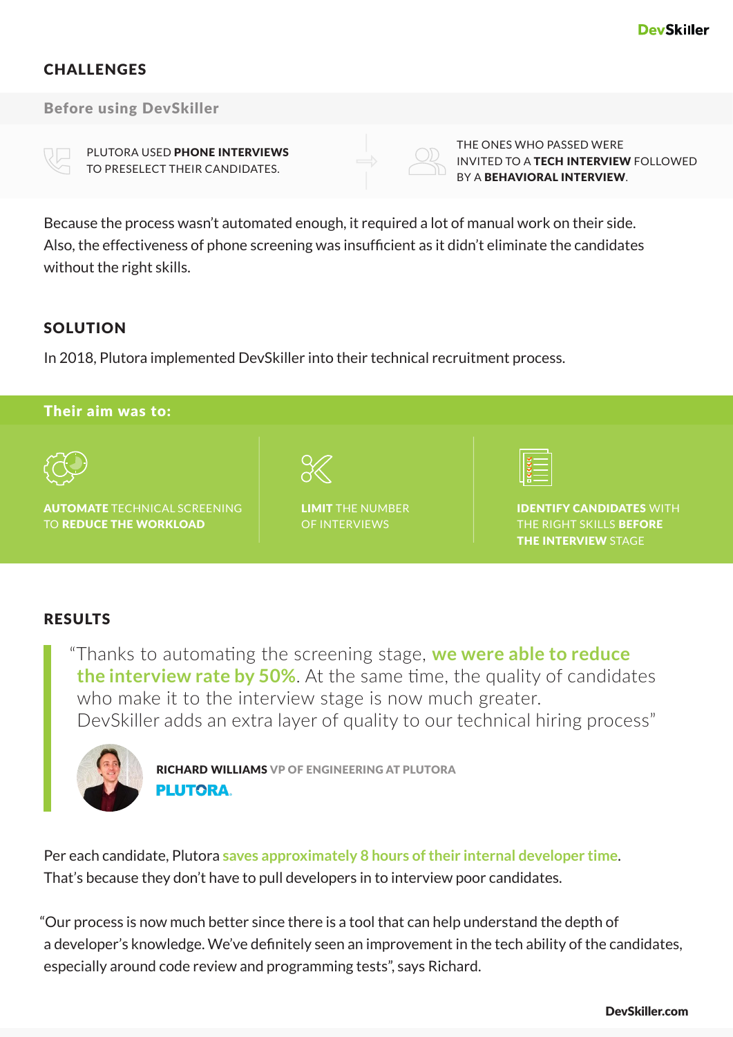## CHALLENGES

**Before using DevSkiller**

PLUTORA USED **PHONE INTERVIEWS** TO PRESELECT THEIR CANDIDATES.

THE ONES WHO PASSED WERE INVITED TO A **TECH INTERVIEW** FOLLOWED BY A **BEHAVIORAL INTERVIEW**.

Because the process wasn't automated enough, it required a lot of manual work on their side. Also, the effectiveness of phone screening was insufficient as it didn't eliminate the candidates without the right skills.

## SOLUTION

In 2018, Plutora implemented DevSkiller into their technical recruitment process.

**Their aim was to:**

- **AUTOMATE** TECHNICAL SCREENING TO **REDUCE THE WORKLOAD**
- **LIMIT** THE NUMBER OF INTERVIEWS
- **IDENTIFY CANDIDATES** WITH THE RIGHT SKILLS **BEFORE THE INTERVIEW** STAGE

## RESULTS

> "Thanks to automating the screening stage, **we were able to reduce the interview rate by 50%**. At the same time, the quality of candidates who make it to the interview stage is now much greater. DevSkiller adds an extra layer of quality to our technical hiring process"
>
> **RICHARD WILLIAMS** VP OF ENGINEERING AT PLUTORA
>
> PLUTORA.

Per each candidate, Plutora **saves approximately 8 hours of their internal developer time**. That's because they don't have to pull developers in to interview poor candidates.

"Our process is now much better since there is a tool that can help understand the depth of a developer's knowledge. We've definitely seen an improvement in the tech ability of the candidates, especially around code review and programming tests", says Richard.

DevSkiller.com